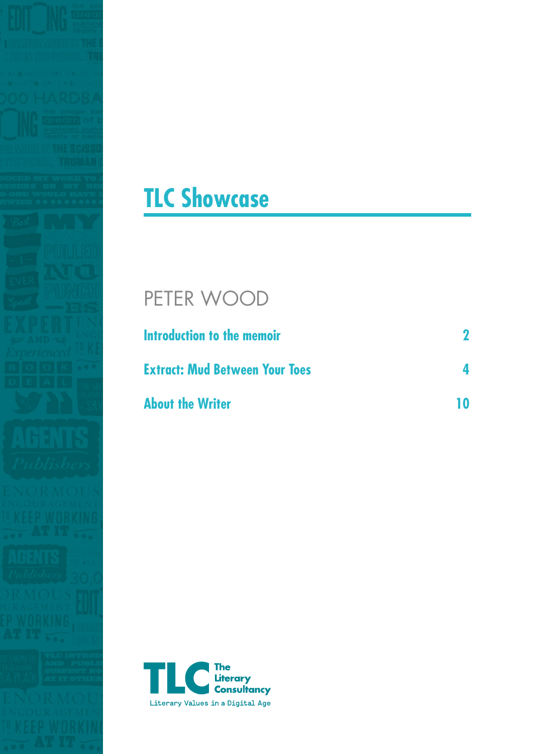# TLC Showcase

## PETER WOOD

| | |
|---|---|
| **Introduction to the memoir** | **2** |
| **Extract: Mud Between Your Toes** | **4** |
| **About the Writer** | **10** |

The Literary Consultancy

Literary Values in a Digital Age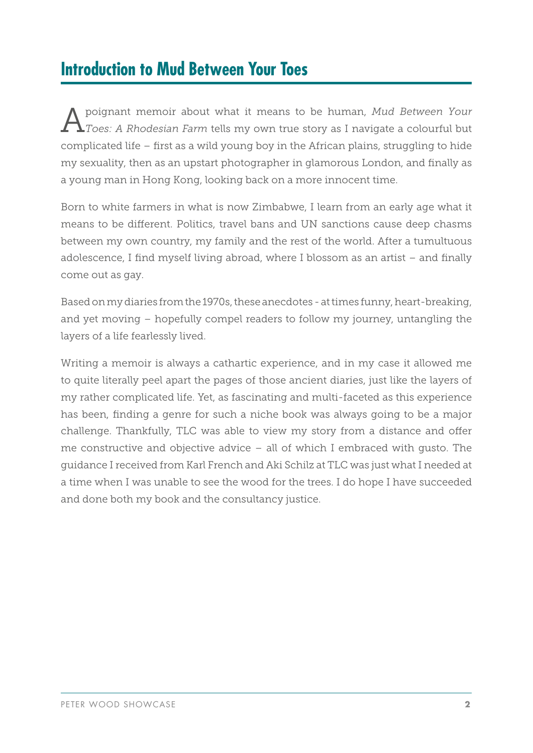## Introduction to Mud Between Your Toes

A poignant memoir about what it means to be human, *Mud Between Your Toes: A Rhodesian Farm* tells my own true story as I navigate a colourful but complicated life – first as a wild young boy in the African plains, struggling to hide my sexuality, then as an upstart photographer in glamorous London, and finally as a young man in Hong Kong, looking back on a more innocent time.

Born to white farmers in what is now Zimbabwe, I learn from an early age what it means to be different. Politics, travel bans and UN sanctions cause deep chasms between my own country, my family and the rest of the world. After a tumultuous adolescence, I find myself living abroad, where I blossom as an artist – and finally come out as gay.

Based on my diaries from the 1970s, these anecdotes - at times funny, heart-breaking, and yet moving – hopefully compel readers to follow my journey, untangling the layers of a life fearlessly lived.

Writing a memoir is always a cathartic experience, and in my case it allowed me to quite literally peel apart the pages of those ancient diaries, just like the layers of my rather complicated life. Yet, as fascinating and multi-faceted as this experience has been, finding a genre for such a niche book was always going to be a major challenge. Thankfully, TLC was able to view my story from a distance and offer me constructive and objective advice – all of which I embraced with gusto. The guidance I received from Karl French and Aki Schilz at TLC was just what I needed at a time when I was unable to see the wood for the trees. I do hope I have succeeded and done both my book and the consultancy justice.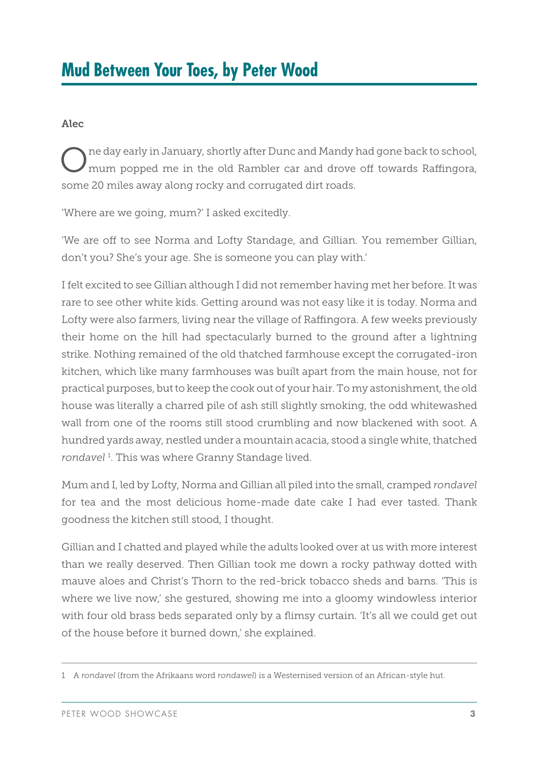# Mud Between Your Toes, by Peter Wood

**Alec**

One day early in January, shortly after Dunc and Mandy had gone back to school, mum popped me in the old Rambler car and drove off towards Raffingora, some 20 miles away along rocky and corrugated dirt roads.

'Where are we going, mum?' I asked excitedly.

'We are off to see Norma and Lofty Standage, and Gillian. You remember Gillian, don't you? She's your age. She is someone you can play with.'

I felt excited to see Gillian although I did not remember having met her before. It was rare to see other white kids. Getting around was not easy like it is today. Norma and Lofty were also farmers, living near the village of Raffingora. A few weeks previously their home on the hill had spectacularly burned to the ground after a lightning strike. Nothing remained of the old thatched farmhouse except the corrugated-iron kitchen, which like many farmhouses was built apart from the main house, not for practical purposes, but to keep the cook out of your hair. To my astonishment, the old house was literally a charred pile of ash still slightly smoking, the odd whitewashed wall from one of the rooms still stood crumbling and now blackened with soot. A hundred yards away, nestled under a mountain acacia, stood a single white, thatched *rondavel* [1]. This was where Granny Standage lived.

Mum and I, led by Lofty, Norma and Gillian all piled into the small, cramped *rondavel* for tea and the most delicious home-made date cake I had ever tasted. Thank goodness the kitchen still stood, I thought.

Gillian and I chatted and played while the adults looked over at us with more interest than we really deserved. Then Gillian took me down a rocky pathway dotted with mauve aloes and Christ's Thorn to the red-brick tobacco sheds and barns. 'This is where we live now,' she gestured, showing me into a gloomy windowless interior with four old brass beds separated only by a flimsy curtain. 'It's all we could get out of the house before it burned down,' she explained.

---

1 A *rondavel* (from the Afrikaans word *rondawel*) is a Westernised version of an African-style hut.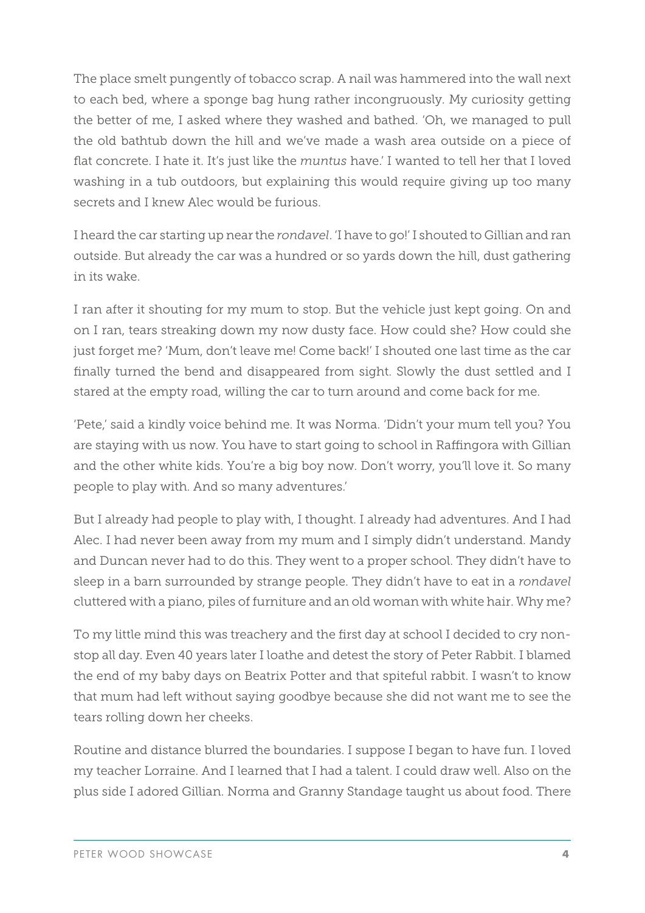The place smelt pungently of tobacco scrap. A nail was hammered into the wall next to each bed, where a sponge bag hung rather incongruously. My curiosity getting the better of me, I asked where they washed and bathed. 'Oh, we managed to pull the old bathtub down the hill and we've made a wash area outside on a piece of flat concrete. I hate it. It's just like the *muntus* have.' I wanted to tell her that I loved washing in a tub outdoors, but explaining this would require giving up too many secrets and I knew Alec would be furious.

I heard the car starting up near the *rondavel*. 'I have to go!' I shouted to Gillian and ran outside. But already the car was a hundred or so yards down the hill, dust gathering in its wake.

I ran after it shouting for my mum to stop. But the vehicle just kept going. On and on I ran, tears streaking down my now dusty face. How could she? How could she just forget me? 'Mum, don't leave me! Come back!' I shouted one last time as the car finally turned the bend and disappeared from sight. Slowly the dust settled and I stared at the empty road, willing the car to turn around and come back for me.

'Pete,' said a kindly voice behind me. It was Norma. 'Didn't your mum tell you? You are staying with us now. You have to start going to school in Raffingora with Gillian and the other white kids. You're a big boy now. Don't worry, you'll love it. So many people to play with. And so many adventures.'

But I already had people to play with, I thought. I already had adventures. And I had Alec. I had never been away from my mum and I simply didn't understand. Mandy and Duncan never had to do this. They went to a proper school. They didn't have to sleep in a barn surrounded by strange people. They didn't have to eat in a *rondavel* cluttered with a piano, piles of furniture and an old woman with white hair. Why me?

To my little mind this was treachery and the first day at school I decided to cry non-stop all day. Even 40 years later I loathe and detest the story of Peter Rabbit. I blamed the end of my baby days on Beatrix Potter and that spiteful rabbit. I wasn't to know that mum had left without saying goodbye because she did not want me to see the tears rolling down her cheeks.

Routine and distance blurred the boundaries. I suppose I began to have fun. I loved my teacher Lorraine. And I learned that I had a talent. I could draw well. Also on the plus side I adored Gillian. Norma and Granny Standage taught us about food. There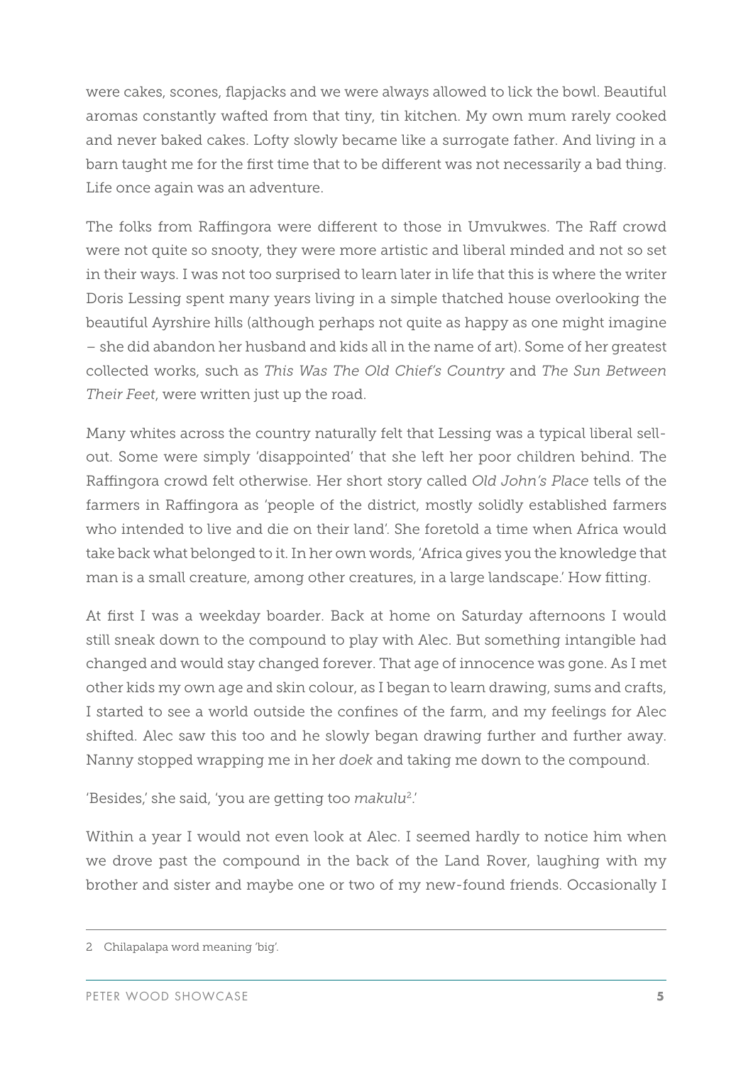were cakes, scones, flapjacks and we were always allowed to lick the bowl. Beautiful aromas constantly wafted from that tiny, tin kitchen. My own mum rarely cooked and never baked cakes. Lofty slowly became like a surrogate father. And living in a barn taught me for the first time that to be different was not necessarily a bad thing. Life once again was an adventure.

The folks from Raffingora were different to those in Umvukwes. The Raff crowd were not quite so snooty, they were more artistic and liberal minded and not so set in their ways. I was not too surprised to learn later in life that this is where the writer Doris Lessing spent many years living in a simple thatched house overlooking the beautiful Ayrshire hills (although perhaps not quite as happy as one might imagine – she did abandon her husband and kids all in the name of art). Some of her greatest collected works, such as *This Was The Old Chief's Country* and *The Sun Between Their Feet*, were written just up the road.

Many whites across the country naturally felt that Lessing was a typical liberal sell-out. Some were simply 'disappointed' that she left her poor children behind. The Raffingora crowd felt otherwise. Her short story called *Old John's Place* tells of the farmers in Raffingora as 'people of the district, mostly solidly established farmers who intended to live and die on their land'. She foretold a time when Africa would take back what belonged to it. In her own words, 'Africa gives you the knowledge that man is a small creature, among other creatures, in a large landscape.' How fitting.

At first I was a weekday boarder. Back at home on Saturday afternoons I would still sneak down to the compound to play with Alec. But something intangible had changed and would stay changed forever. That age of innocence was gone. As I met other kids my own age and skin colour, as I began to learn drawing, sums and crafts, I started to see a world outside the confines of the farm, and my feelings for Alec shifted. Alec saw this too and he slowly began drawing further and further away. Nanny stopped wrapping me in her *doek* and taking me down to the compound.

'Besides,' she said, 'you are getting too *makulu*[2].'

Within a year I would not even look at Alec. I seemed hardly to notice him when we drove past the compound in the back of the Land Rover, laughing with my brother and sister and maybe one or two of my new-found friends. Occasionally I

---

2 Chilapalapa word meaning 'big'.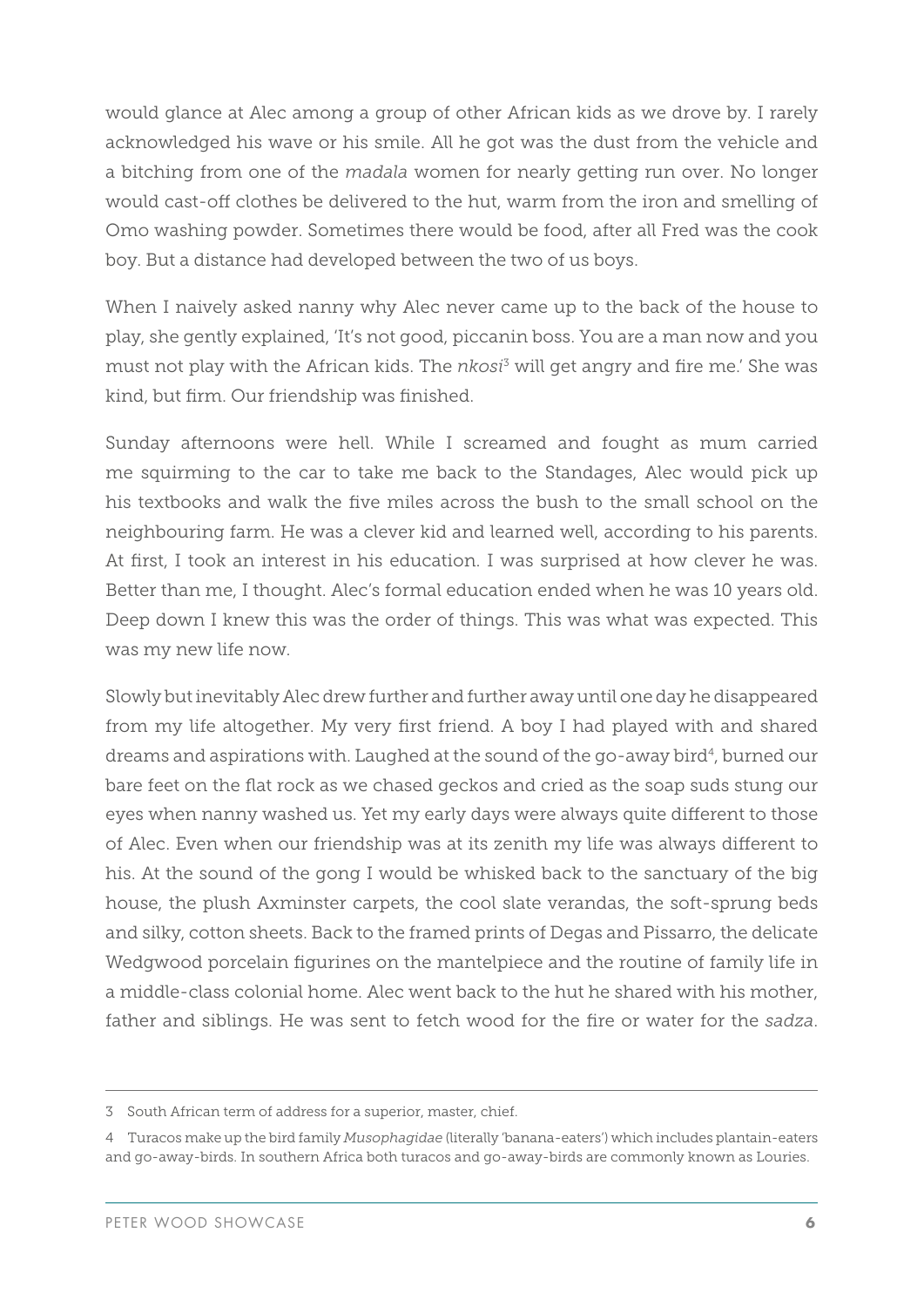would glance at Alec among a group of other African kids as we drove by. I rarely acknowledged his wave or his smile. All he got was the dust from the vehicle and a bitching from one of the *madala* women for nearly getting run over. No longer would cast-off clothes be delivered to the hut, warm from the iron and smelling of Omo washing powder. Sometimes there would be food, after all Fred was the cook boy. But a distance had developed between the two of us boys.

When I naively asked nanny why Alec never came up to the back of the house to play, she gently explained, 'It's not good, piccanin boss. You are a man now and you must not play with the African kids. The *nkosi*[3] will get angry and fire me.' She was kind, but firm. Our friendship was finished.

Sunday afternoons were hell. While I screamed and fought as mum carried me squirming to the car to take me back to the Standages, Alec would pick up his textbooks and walk the five miles across the bush to the small school on the neighbouring farm. He was a clever kid and learned well, according to his parents. At first, I took an interest in his education. I was surprised at how clever he was. Better than me, I thought. Alec's formal education ended when he was 10 years old. Deep down I knew this was the order of things. This was what was expected. This was my new life now.

Slowly but inevitably Alec drew further and further away until one day he disappeared from my life altogether. My very first friend. A boy I had played with and shared dreams and aspirations with. Laughed at the sound of the go-away bird[4], burned our bare feet on the flat rock as we chased geckos and cried as the soap suds stung our eyes when nanny washed us. Yet my early days were always quite different to those of Alec. Even when our friendship was at its zenith my life was always different to his. At the sound of the gong I would be whisked back to the sanctuary of the big house, the plush Axminster carpets, the cool slate verandas, the soft-sprung beds and silky, cotton sheets. Back to the framed prints of Degas and Pissarro, the delicate Wedgwood porcelain figurines on the mantelpiece and the routine of family life in a middle-class colonial home. Alec went back to the hut he shared with his mother, father and siblings. He was sent to fetch wood for the fire or water for the *sadza*.

---

3 South African term of address for a superior, master, chief.

4 Turacos make up the bird family *Musophagidae* (literally 'banana-eaters') which includes plantain-eaters and go-away-birds. In southern Africa both turacos and go-away-birds are commonly known as Louries.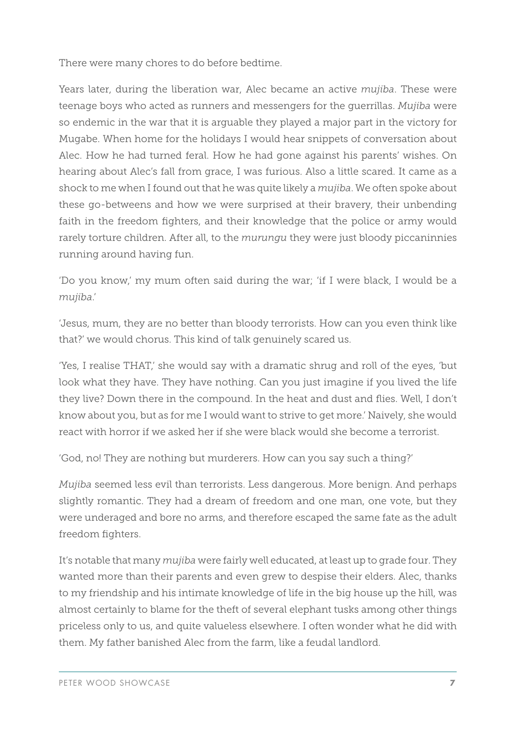There were many chores to do before bedtime.

Years later, during the liberation war, Alec became an active *mujiba*. These were teenage boys who acted as runners and messengers for the guerrillas. *Mujiba* were so endemic in the war that it is arguable they played a major part in the victory for Mugabe. When home for the holidays I would hear snippets of conversation about Alec. How he had turned feral. How he had gone against his parents' wishes. On hearing about Alec's fall from grace, I was furious. Also a little scared. It came as a shock to me when I found out that he was quite likely a *mujiba*. We often spoke about these go-betweens and how we were surprised at their bravery, their unbending faith in the freedom fighters, and their knowledge that the police or army would rarely torture children. After all, to the *murungu* they were just bloody piccaninnies running around having fun.

'Do you know,' my mum often said during the war; 'if I were black, I would be a *mujiba*.'

'Jesus, mum, they are no better than bloody terrorists. How can you even think like that?' we would chorus. This kind of talk genuinely scared us.

'Yes, I realise THAT,' she would say with a dramatic shrug and roll of the eyes, 'but look what they have. They have nothing. Can you just imagine if you lived the life they live? Down there in the compound. In the heat and dust and flies. Well, I don't know about you, but as for me I would want to strive to get more.' Naively, she would react with horror if we asked her if she were black would she become a terrorist.

'God, no! They are nothing but murderers. How can you say such a thing?'

*Mujiba* seemed less evil than terrorists. Less dangerous. More benign. And perhaps slightly romantic. They had a dream of freedom and one man, one vote, but they were underaged and bore no arms, and therefore escaped the same fate as the adult freedom fighters.

It's notable that many *mujiba* were fairly well educated, at least up to grade four. They wanted more than their parents and even grew to despise their elders. Alec, thanks to my friendship and his intimate knowledge of life in the big house up the hill, was almost certainly to blame for the theft of several elephant tusks among other things priceless only to us, and quite valueless elsewhere. I often wonder what he did with them. My father banished Alec from the farm, like a feudal landlord.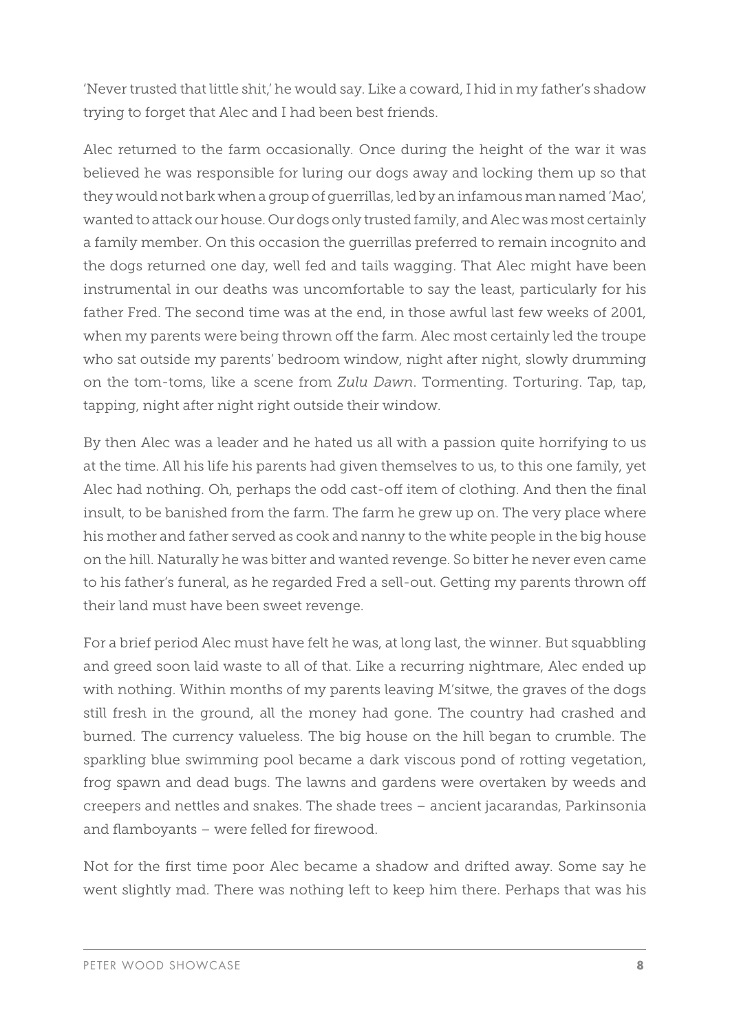'Never trusted that little shit,' he would say. Like a coward, I hid in my father's shadow trying to forget that Alec and I had been best friends.

Alec returned to the farm occasionally. Once during the height of the war it was believed he was responsible for luring our dogs away and locking them up so that they would not bark when a group of guerrillas, led by an infamous man named 'Mao', wanted to attack our house. Our dogs only trusted family, and Alec was most certainly a family member. On this occasion the guerrillas preferred to remain incognito and the dogs returned one day, well fed and tails wagging. That Alec might have been instrumental in our deaths was uncomfortable to say the least, particularly for his father Fred. The second time was at the end, in those awful last few weeks of 2001, when my parents were being thrown off the farm. Alec most certainly led the troupe who sat outside my parents' bedroom window, night after night, slowly drumming on the tom-toms, like a scene from *Zulu Dawn*. Tormenting. Torturing. Tap, tap, tapping, night after night right outside their window.

By then Alec was a leader and he hated us all with a passion quite horrifying to us at the time. All his life his parents had given themselves to us, to this one family, yet Alec had nothing. Oh, perhaps the odd cast-off item of clothing. And then the final insult, to be banished from the farm. The farm he grew up on. The very place where his mother and father served as cook and nanny to the white people in the big house on the hill. Naturally he was bitter and wanted revenge. So bitter he never even came to his father's funeral, as he regarded Fred a sell-out. Getting my parents thrown off their land must have been sweet revenge.

For a brief period Alec must have felt he was, at long last, the winner. But squabbling and greed soon laid waste to all of that. Like a recurring nightmare, Alec ended up with nothing. Within months of my parents leaving M'sitwe, the graves of the dogs still fresh in the ground, all the money had gone. The country had crashed and burned. The currency valueless. The big house on the hill began to crumble. The sparkling blue swimming pool became a dark viscous pond of rotting vegetation, frog spawn and dead bugs. The lawns and gardens were overtaken by weeds and creepers and nettles and snakes. The shade trees – ancient jacarandas, Parkinsonia and flamboyants – were felled for firewood.

Not for the first time poor Alec became a shadow and drifted away. Some say he went slightly mad. There was nothing left to keep him there. Perhaps that was his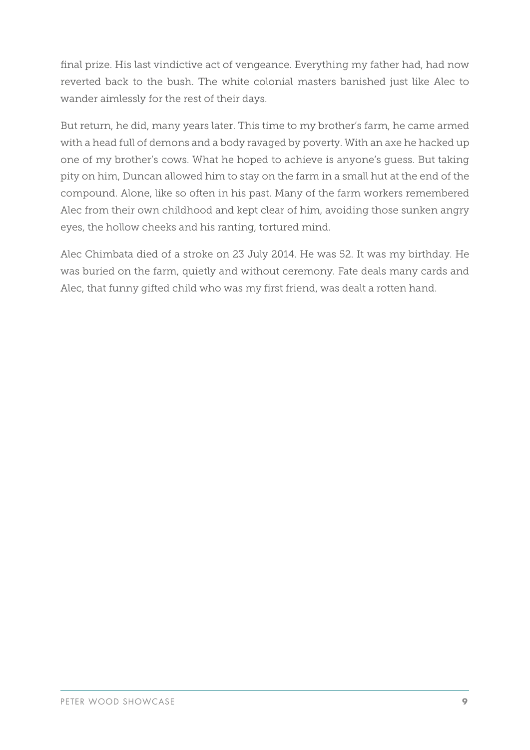final prize. His last vindictive act of vengeance. Everything my father had, had now reverted back to the bush. The white colonial masters banished just like Alec to wander aimlessly for the rest of their days.

But return, he did, many years later. This time to my brother's farm, he came armed with a head full of demons and a body ravaged by poverty. With an axe he hacked up one of my brother's cows. What he hoped to achieve is anyone's guess. But taking pity on him, Duncan allowed him to stay on the farm in a small hut at the end of the compound. Alone, like so often in his past. Many of the farm workers remembered Alec from their own childhood and kept clear of him, avoiding those sunken angry eyes, the hollow cheeks and his ranting, tortured mind.

Alec Chimbata died of a stroke on 23 July 2014. He was 52. It was my birthday. He was buried on the farm, quietly and without ceremony. Fate deals many cards and Alec, that funny gifted child who was my first friend, was dealt a rotten hand.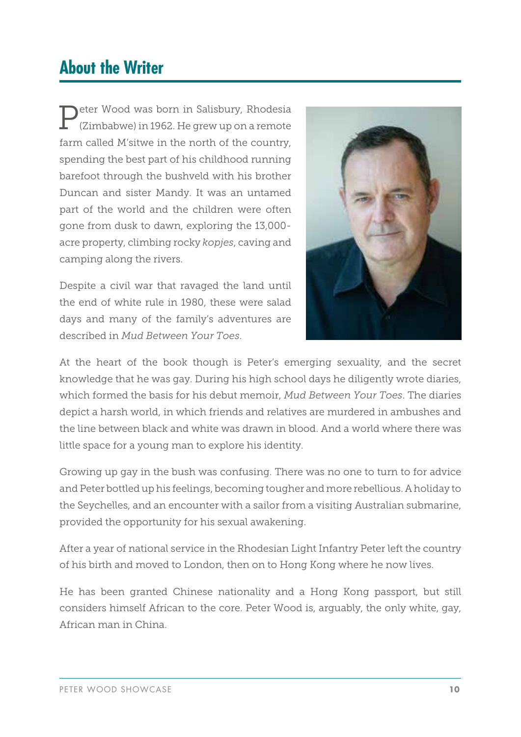## About the Writer

Peter Wood was born in Salisbury, Rhodesia (Zimbabwe) in 1962. He grew up on a remote farm called M'sitwe in the north of the country, spending the best part of his childhood running barefoot through the bushveld with his brother Duncan and sister Mandy. It was an untamed part of the world and the children were often gone from dusk to dawn, exploring the 13,000-acre property, climbing rocky *kopjes*, caving and camping along the rivers.

Despite a civil war that ravaged the land until the end of white rule in 1980, these were salad days and many of the family's adventures are described in *Mud Between Your Toes*.

At the heart of the book though is Peter's emerging sexuality, and the secret knowledge that he was gay. During his high school days he diligently wrote diaries, which formed the basis for his debut memoir, *Mud Between Your Toes*. The diaries depict a harsh world, in which friends and relatives are murdered in ambushes and the line between black and white was drawn in blood. And a world where there was little space for a young man to explore his identity.

Growing up gay in the bush was confusing. There was no one to turn to for advice and Peter bottled up his feelings, becoming tougher and more rebellious. A holiday to the Seychelles, and an encounter with a sailor from a visiting Australian submarine, provided the opportunity for his sexual awakening.

After a year of national service in the Rhodesian Light Infantry Peter left the country of his birth and moved to London, then on to Hong Kong where he now lives.

He has been granted Chinese nationality and a Hong Kong passport, but still considers himself African to the core. Peter Wood is, arguably, the only white, gay, African man in China.